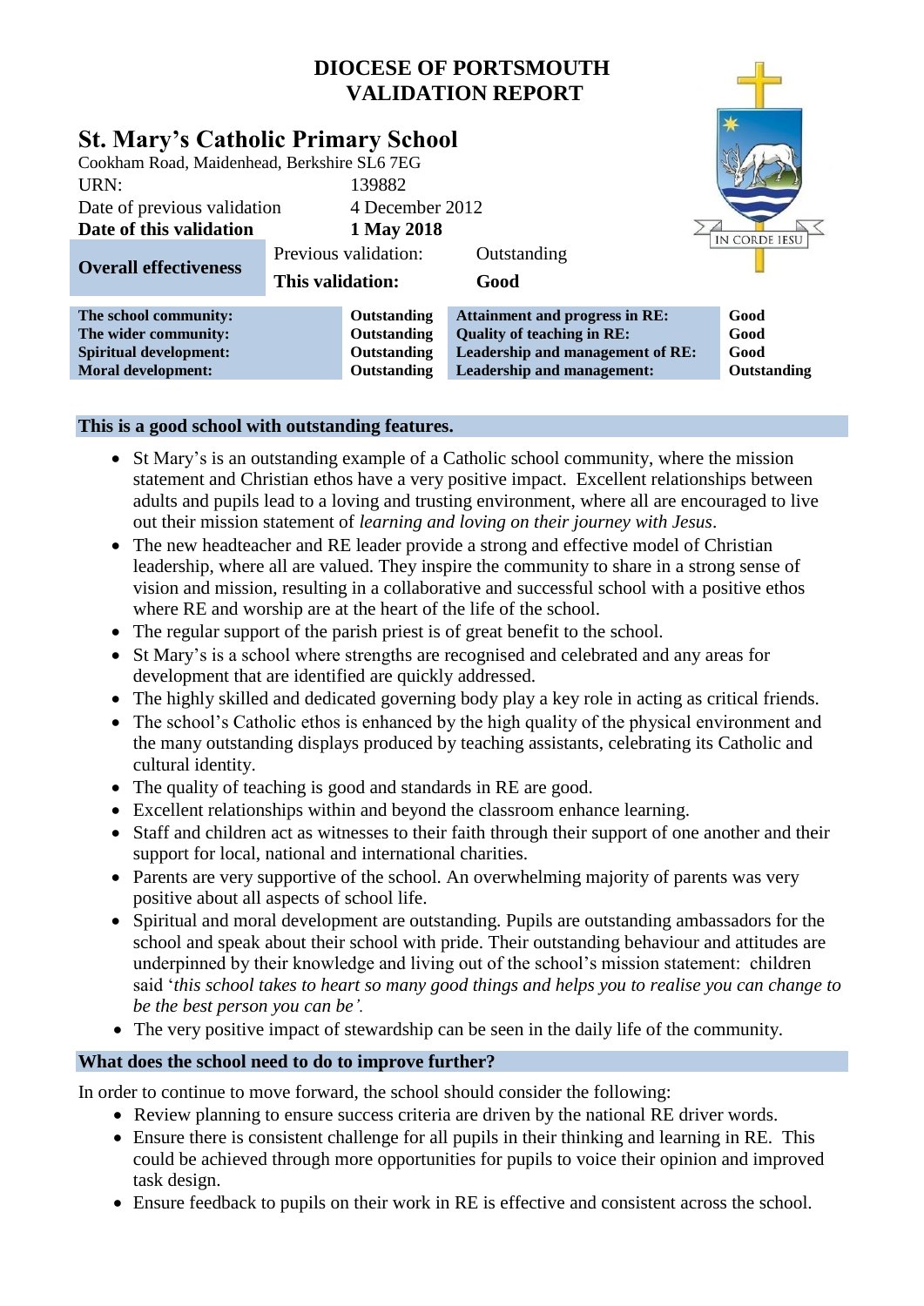# DIOCESE OF PORTSMOUTH
# VALIDATION REPORT

## St. Mary's Catholic Primary School

Cookham Road, Maidenhead, Berkshire SL6 7EG

| | |
|---|---|
| URN: | 139882 |
| Date of previous validation | 4 December 2012 |
| **Date of this validation** | **1 May 2018** |

| **Overall effectiveness** | Previous validation: | Outstanding |
|---|---|---|
| | **This validation:** | **Good** |

| | | | |
|---|---|---|---|
| **The school community:** | **Outstanding** | **Attainment and progress in RE:** | **Good** |
| **The wider community:** | **Outstanding** | **Quality of teaching in RE:** | **Good** |
| **Spiritual development:** | **Outstanding** | **Leadership and management of RE:** | **Good** |
| **Moral development:** | **Outstanding** | **Leadership and management:** | **Outstanding** |

### This is a good school with outstanding features.

- St Mary's is an outstanding example of a Catholic school community, where the mission statement and Christian ethos have a very positive impact. Excellent relationships between adults and pupils lead to a loving and trusting environment, where all are encouraged to live out their mission statement of *learning and loving on their journey with Jesus*.
- The new headteacher and RE leader provide a strong and effective model of Christian leadership, where all are valued. They inspire the community to share in a strong sense of vision and mission, resulting in a collaborative and successful school with a positive ethos where RE and worship are at the heart of the life of the school.
- The regular support of the parish priest is of great benefit to the school.
- St Mary's is a school where strengths are recognised and celebrated and any areas for development that are identified are quickly addressed.
- The highly skilled and dedicated governing body play a key role in acting as critical friends.
- The school's Catholic ethos is enhanced by the high quality of the physical environment and the many outstanding displays produced by teaching assistants, celebrating its Catholic and cultural identity.
- The quality of teaching is good and standards in RE are good.
- Excellent relationships within and beyond the classroom enhance learning.
- Staff and children act as witnesses to their faith through their support of one another and their support for local, national and international charities.
- Parents are very supportive of the school. An overwhelming majority of parents was very positive about all aspects of school life.
- Spiritual and moral development are outstanding. Pupils are outstanding ambassadors for the school and speak about their school with pride. Their outstanding behaviour and attitudes are underpinned by their knowledge and living out of the school's mission statement: children said '*this school takes to heart so many good things and helps you to realise you can change to be the best person you can be'.*
- The very positive impact of stewardship can be seen in the daily life of the community.

### What does the school need to do to improve further?

In order to continue to move forward, the school should consider the following:

- Review planning to ensure success criteria are driven by the national RE driver words.
- Ensure there is consistent challenge for all pupils in their thinking and learning in RE. This could be achieved through more opportunities for pupils to voice their opinion and improved task design.
- Ensure feedback to pupils on their work in RE is effective and consistent across the school.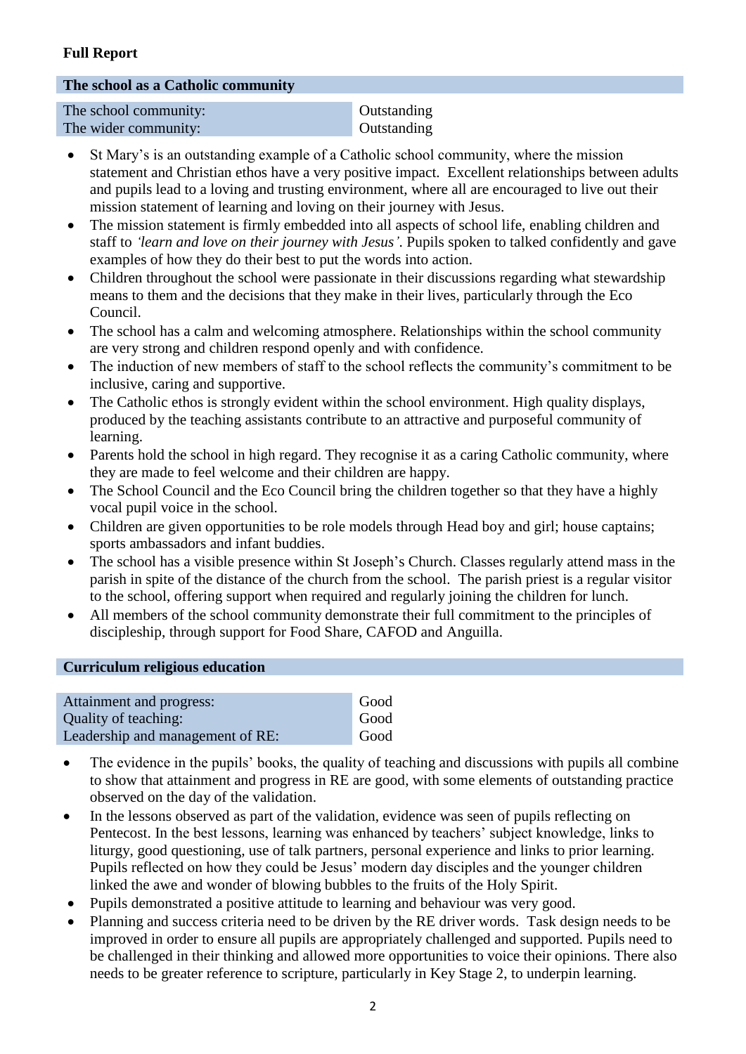**Full Report**

## The school as a Catholic community

| The school community: | Outstanding |
|---|---|
| The wider community: | Outstanding |

- St Mary's is an outstanding example of a Catholic school community, where the mission statement and Christian ethos have a very positive impact. Excellent relationships between adults and pupils lead to a loving and trusting environment, where all are encouraged to live out their mission statement of learning and loving on their journey with Jesus.
- The mission statement is firmly embedded into all aspects of school life, enabling children and staff to *'learn and love on their journey with Jesus'*. Pupils spoken to talked confidently and gave examples of how they do their best to put the words into action.
- Children throughout the school were passionate in their discussions regarding what stewardship means to them and the decisions that they make in their lives, particularly through the Eco Council.
- The school has a calm and welcoming atmosphere. Relationships within the school community are very strong and children respond openly and with confidence.
- The induction of new members of staff to the school reflects the community's commitment to be inclusive, caring and supportive.
- The Catholic ethos is strongly evident within the school environment. High quality displays, produced by the teaching assistants contribute to an attractive and purposeful community of learning.
- Parents hold the school in high regard. They recognise it as a caring Catholic community, where they are made to feel welcome and their children are happy.
- The School Council and the Eco Council bring the children together so that they have a highly vocal pupil voice in the school.
- Children are given opportunities to be role models through Head boy and girl; house captains; sports ambassadors and infant buddies.
- The school has a visible presence within St Joseph's Church. Classes regularly attend mass in the parish in spite of the distance of the church from the school. The parish priest is a regular visitor to the school, offering support when required and regularly joining the children for lunch.
- All members of the school community demonstrate their full commitment to the principles of discipleship, through support for Food Share, CAFOD and Anguilla.

## Curriculum religious education

| Attainment and progress: | Good |
|---|---|
| Quality of teaching: | Good |
| Leadership and management of RE: | Good |

- The evidence in the pupils' books, the quality of teaching and discussions with pupils all combine to show that attainment and progress in RE are good, with some elements of outstanding practice observed on the day of the validation.
- In the lessons observed as part of the validation, evidence was seen of pupils reflecting on Pentecost. In the best lessons, learning was enhanced by teachers' subject knowledge, links to liturgy, good questioning, use of talk partners, personal experience and links to prior learning. Pupils reflected on how they could be Jesus' modern day disciples and the younger children linked the awe and wonder of blowing bubbles to the fruits of the Holy Spirit.
- Pupils demonstrated a positive attitude to learning and behaviour was very good.
- Planning and success criteria need to be driven by the RE driver words. Task design needs to be improved in order to ensure all pupils are appropriately challenged and supported. Pupils need to be challenged in their thinking and allowed more opportunities to voice their opinions. There also needs to be greater reference to scripture, particularly in Key Stage 2, to underpin learning.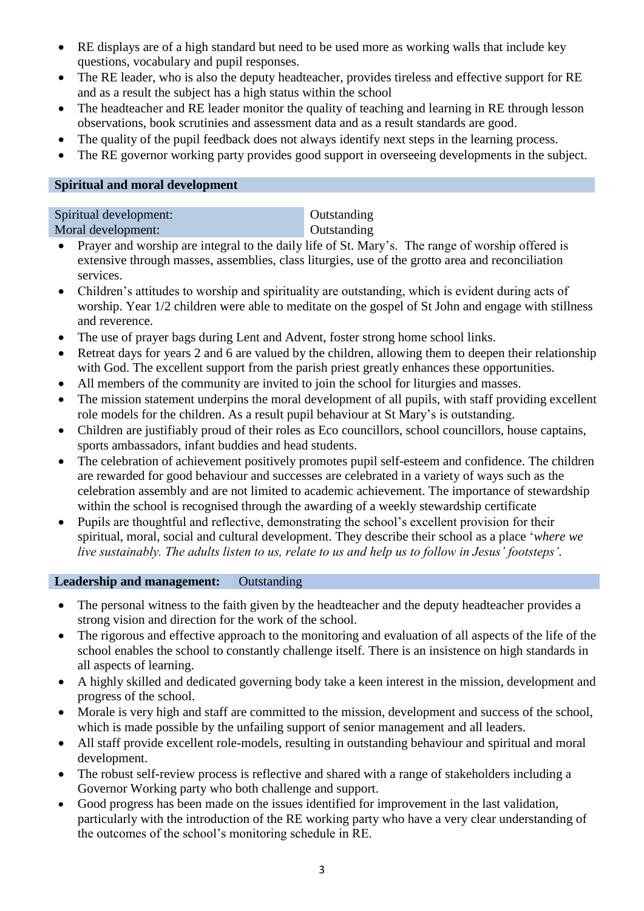- RE displays are of a high standard but need to be used more as working walls that include key questions, vocabulary and pupil responses.
- The RE leader, who is also the deputy headteacher, provides tireless and effective support for RE and as a result the subject has a high status within the school
- The headteacher and RE leader monitor the quality of teaching and learning in RE through lesson observations, book scrutinies and assessment data and as a result standards are good.
- The quality of the pupil feedback does not always identify next steps in the learning process.
- The RE governor working party provides good support in overseeing developments in the subject.

## Spiritual and moral development

| Spiritual development: | Outstanding |
| --- | --- |
| Moral development: | Outstanding |

- Prayer and worship are integral to the daily life of St. Mary's. The range of worship offered is extensive through masses, assemblies, class liturgies, use of the grotto area and reconciliation services.
- Children's attitudes to worship and spirituality are outstanding, which is evident during acts of worship. Year 1/2 children were able to meditate on the gospel of St John and engage with stillness and reverence.
- The use of prayer bags during Lent and Advent, foster strong home school links.
- Retreat days for years 2 and 6 are valued by the children, allowing them to deepen their relationship with God. The excellent support from the parish priest greatly enhances these opportunities.
- All members of the community are invited to join the school for liturgies and masses.
- The mission statement underpins the moral development of all pupils, with staff providing excellent role models for the children. As a result pupil behaviour at St Mary's is outstanding.
- Children are justifiably proud of their roles as Eco councillors, school councillors, house captains, sports ambassadors, infant buddies and head students.
- The celebration of achievement positively promotes pupil self-esteem and confidence. The children are rewarded for good behaviour and successes are celebrated in a variety of ways such as the celebration assembly and are not limited to academic achievement. The importance of stewardship within the school is recognised through the awarding of a weekly stewardship certificate
- Pupils are thoughtful and reflective, demonstrating the school's excellent provision for their spiritual, moral, social and cultural development. They describe their school as a place '*where we live sustainably. The adults listen to us, relate to us and help us to follow in Jesus' footsteps'*.

## Leadership and management: Outstanding

- The personal witness to the faith given by the headteacher and the deputy headteacher provides a strong vision and direction for the work of the school.
- The rigorous and effective approach to the monitoring and evaluation of all aspects of the life of the school enables the school to constantly challenge itself. There is an insistence on high standards in all aspects of learning.
- A highly skilled and dedicated governing body take a keen interest in the mission, development and progress of the school.
- Morale is very high and staff are committed to the mission, development and success of the school, which is made possible by the unfailing support of senior management and all leaders.
- All staff provide excellent role-models, resulting in outstanding behaviour and spiritual and moral development.
- The robust self-review process is reflective and shared with a range of stakeholders including a Governor Working party who both challenge and support.
- Good progress has been made on the issues identified for improvement in the last validation, particularly with the introduction of the RE working party who have a very clear understanding of the outcomes of the school's monitoring schedule in RE.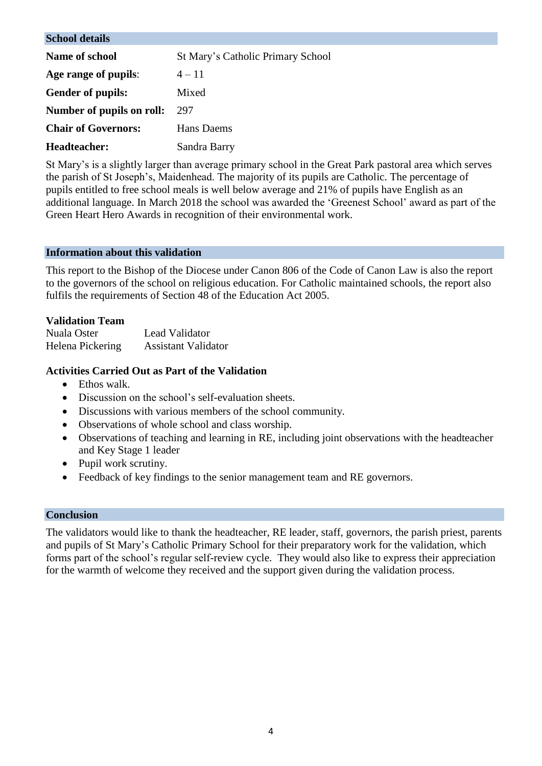## School details

| | |
|---|---|
| **Name of school** | St Mary's Catholic Primary School |
| **Age range of pupils**: | 4 – 11 |
| **Gender of pupils:** | Mixed |
| **Number of pupils on roll:** | 297 |
| **Chair of Governors:** | Hans Daems |
| **Headteacher:** | Sandra Barry |

St Mary's is a slightly larger than average primary school in the Great Park pastoral area which serves the parish of St Joseph's, Maidenhead. The majority of its pupils are Catholic. The percentage of pupils entitled to free school meals is well below average and 21% of pupils have English as an additional language. In March 2018 the school was awarded the 'Greenest School' award as part of the Green Heart Hero Awards in recognition of their environmental work.

## Information about this validation

This report to the Bishop of the Diocese under Canon 806 of the Code of Canon Law is also the report to the governors of the school on religious education. For Catholic maintained schools, the report also fulfils the requirements of Section 48 of the Education Act 2005.

### Validation Team

| | |
|---|---|
| Nuala Oster | Lead Validator |
| Helena Pickering | Assistant Validator |

### Activities Carried Out as Part of the Validation

- Ethos walk.
- Discussion on the school's self-evaluation sheets.
- Discussions with various members of the school community.
- Observations of whole school and class worship.
- Observations of teaching and learning in RE, including joint observations with the headteacher and Key Stage 1 leader
- Pupil work scrutiny.
- Feedback of key findings to the senior management team and RE governors.

## Conclusion

The validators would like to thank the headteacher, RE leader, staff, governors, the parish priest, parents and pupils of St Mary's Catholic Primary School for their preparatory work for the validation, which forms part of the school's regular self-review cycle. They would also like to express their appreciation for the warmth of welcome they received and the support given during the validation process.